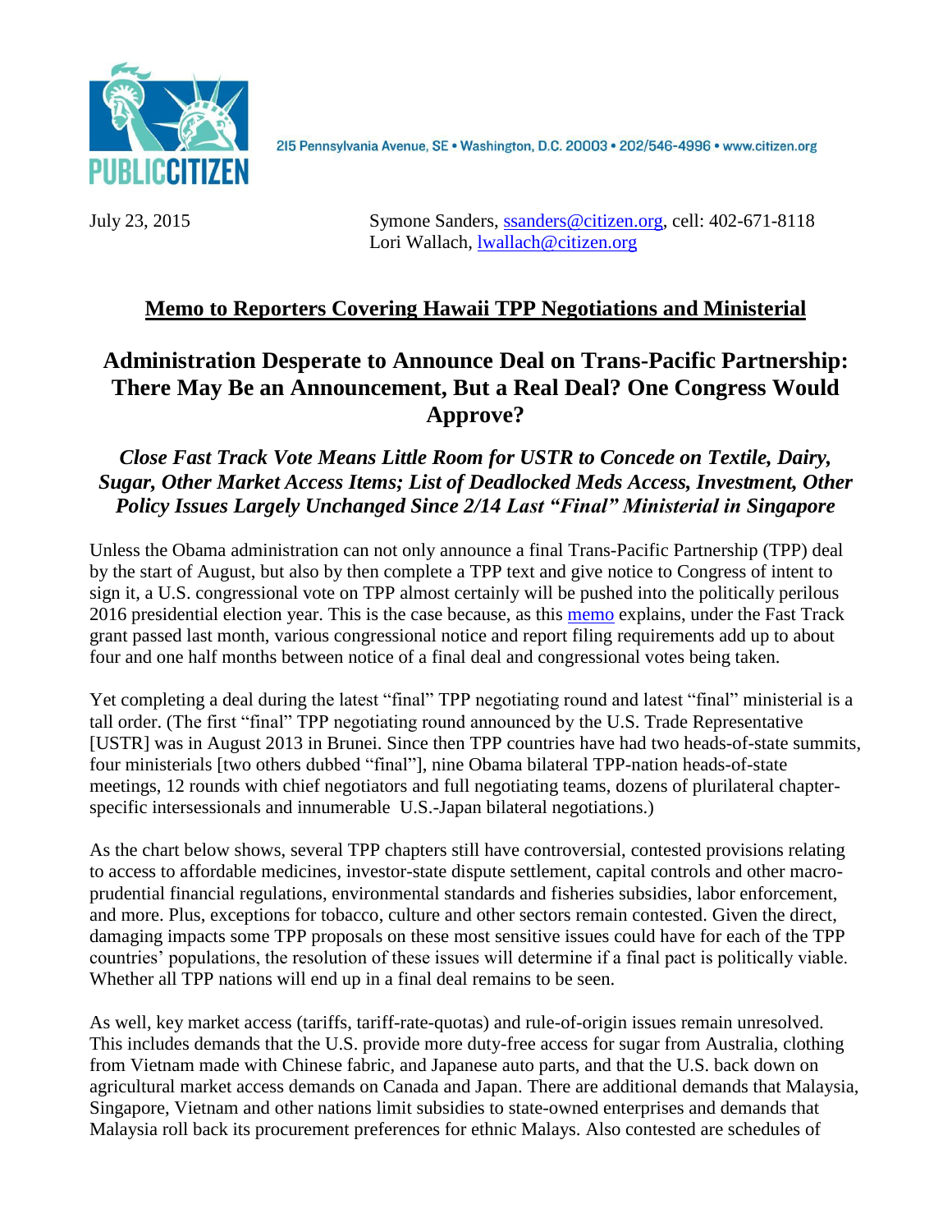215 Pennsylvania Avenue, SE • Washington, D.C. 20003 • 202/546-4996 • www.citizen.org

July 23, 2015

Symone Sanders, ssanders@citizen.org, cell: 402-671-8118
Lori Wallach, lwallach@citizen.org

## Memo to Reporters Covering Hawaii TPP Negotiations and Ministerial

# Administration Desperate to Announce Deal on Trans-Pacific Partnership: There May Be an Announcement, But a Real Deal? One Congress Would Approve?

### *Close Fast Track Vote Means Little Room for USTR to Concede on Textile, Dairy, Sugar, Other Market Access Items; List of Deadlocked Meds Access, Investment, Other Policy Issues Largely Unchanged Since 2/14 Last "Final" Ministerial in Singapore*

Unless the Obama administration can not only announce a final Trans-Pacific Partnership (TPP) deal by the start of August, but also by then complete a TPP text and give notice to Congress of intent to sign it, a U.S. congressional vote on TPP almost certainly will be pushed into the politically perilous 2016 presidential election year. This is the case because, as this memo explains, under the Fast Track grant passed last month, various congressional notice and report filing requirements add up to about four and one half months between notice of a final deal and congressional votes being taken.

Yet completing a deal during the latest "final" TPP negotiating round and latest "final" ministerial is a tall order. (The first "final" TPP negotiating round announced by the U.S. Trade Representative [USTR] was in August 2013 in Brunei. Since then TPP countries have had two heads-of-state summits, four ministerials [two others dubbed "final"], nine Obama bilateral TPP-nation heads-of-state meetings, 12 rounds with chief negotiators and full negotiating teams, dozens of plurilateral chapter-specific intersessionals and innumerable U.S.-Japan bilateral negotiations.)

As the chart below shows, several TPP chapters still have controversial, contested provisions relating to access to affordable medicines, investor-state dispute settlement, capital controls and other macro-prudential financial regulations, environmental standards and fisheries subsidies, labor enforcement, and more. Plus, exceptions for tobacco, culture and other sectors remain contested. Given the direct, damaging impacts some TPP proposals on these most sensitive issues could have for each of the TPP countries' populations, the resolution of these issues will determine if a final pact is politically viable. Whether all TPP nations will end up in a final deal remains to be seen.

As well, key market access (tariffs, tariff-rate-quotas) and rule-of-origin issues remain unresolved. This includes demands that the U.S. provide more duty-free access for sugar from Australia, clothing from Vietnam made with Chinese fabric, and Japanese auto parts, and that the U.S. back down on agricultural market access demands on Canada and Japan. There are additional demands that Malaysia, Singapore, Vietnam and other nations limit subsidies to state-owned enterprises and demands that Malaysia roll back its procurement preferences for ethnic Malays. Also contested are schedules of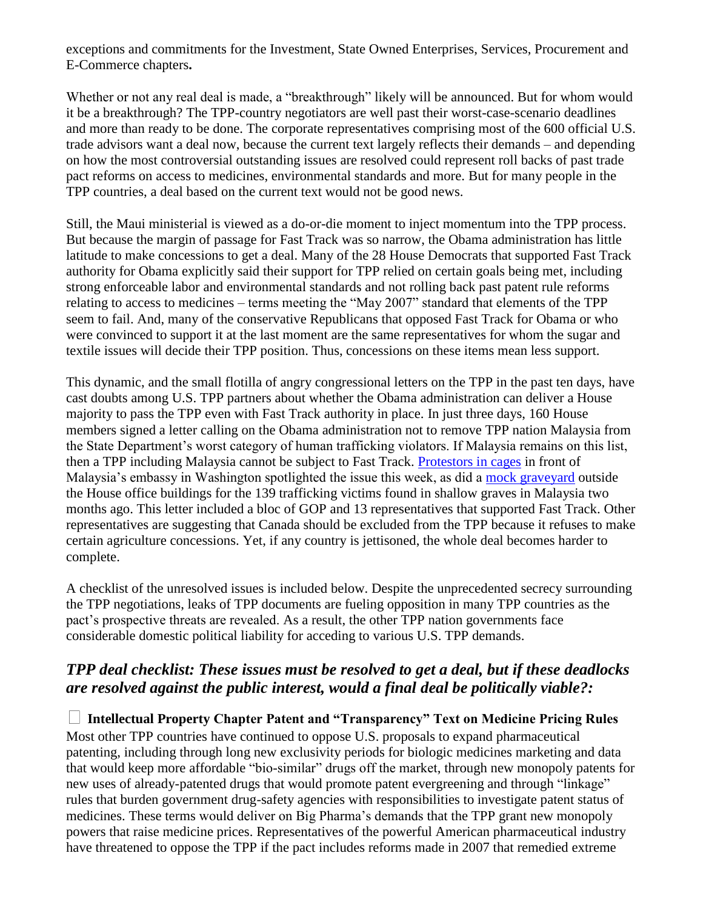exceptions and commitments for the Investment, State Owned Enterprises, Services, Procurement and E-Commerce chapters**.**

Whether or not any real deal is made, a "breakthrough" likely will be announced. But for whom would it be a breakthrough? The TPP-country negotiators are well past their worst-case-scenario deadlines and more than ready to be done. The corporate representatives comprising most of the 600 official U.S. trade advisors want a deal now, because the current text largely reflects their demands – and depending on how the most controversial outstanding issues are resolved could represent roll backs of past trade pact reforms on access to medicines, environmental standards and more. But for many people in the TPP countries, a deal based on the current text would not be good news.

Still, the Maui ministerial is viewed as a do-or-die moment to inject momentum into the TPP process. But because the margin of passage for Fast Track was so narrow, the Obama administration has little latitude to make concessions to get a deal. Many of the 28 House Democrats that supported Fast Track authority for Obama explicitly said their support for TPP relied on certain goals being met, including strong enforceable labor and environmental standards and not rolling back past patent rule reforms relating to access to medicines – terms meeting the "May 2007" standard that elements of the TPP seem to fail. And, many of the conservative Republicans that opposed Fast Track for Obama or who were convinced to support it at the last moment are the same representatives for whom the sugar and textile issues will decide their TPP position. Thus, concessions on these items mean less support.

This dynamic, and the small flotilla of angry congressional letters on the TPP in the past ten days, have cast doubts among U.S. TPP partners about whether the Obama administration can deliver a House majority to pass the TPP even with Fast Track authority in place. In just three days, 160 House members signed a letter calling on the Obama administration not to remove TPP nation Malaysia from the State Department's worst category of human trafficking violators. If Malaysia remains on this list, then a TPP including Malaysia cannot be subject to Fast Track. Protestors in cages in front of Malaysia's embassy in Washington spotlighted the issue this week, as did a mock graveyard outside the House office buildings for the 139 trafficking victims found in shallow graves in Malaysia two months ago. This letter included a bloc of GOP and 13 representatives that supported Fast Track. Other representatives are suggesting that Canada should be excluded from the TPP because it refuses to make certain agriculture concessions. Yet, if any country is jettisoned, the whole deal becomes harder to complete.

A checklist of the unresolved issues is included below. Despite the unprecedented secrecy surrounding the TPP negotiations, leaks of TPP documents are fueling opposition in many TPP countries as the pact's prospective threats are revealed. As a result, the other TPP nation governments face considerable domestic political liability for acceding to various U.S. TPP demands.

## *TPP deal checklist: These issues must be resolved to get a deal, but if these deadlocks are resolved against the public interest, would a final deal be politically viable?:*

☐ **Intellectual Property Chapter Patent and "Transparency" Text on Medicine Pricing Rules**
Most other TPP countries have continued to oppose U.S. proposals to expand pharmaceutical patenting, including through long new exclusivity periods for biologic medicines marketing and data that would keep more affordable "bio-similar" drugs off the market, through new monopoly patents for new uses of already-patented drugs that would promote patent evergreening and through "linkage" rules that burden government drug-safety agencies with responsibilities to investigate patent status of medicines. These terms would deliver on Big Pharma's demands that the TPP grant new monopoly powers that raise medicine prices. Representatives of the powerful American pharmaceutical industry have threatened to oppose the TPP if the pact includes reforms made in 2007 that remedied extreme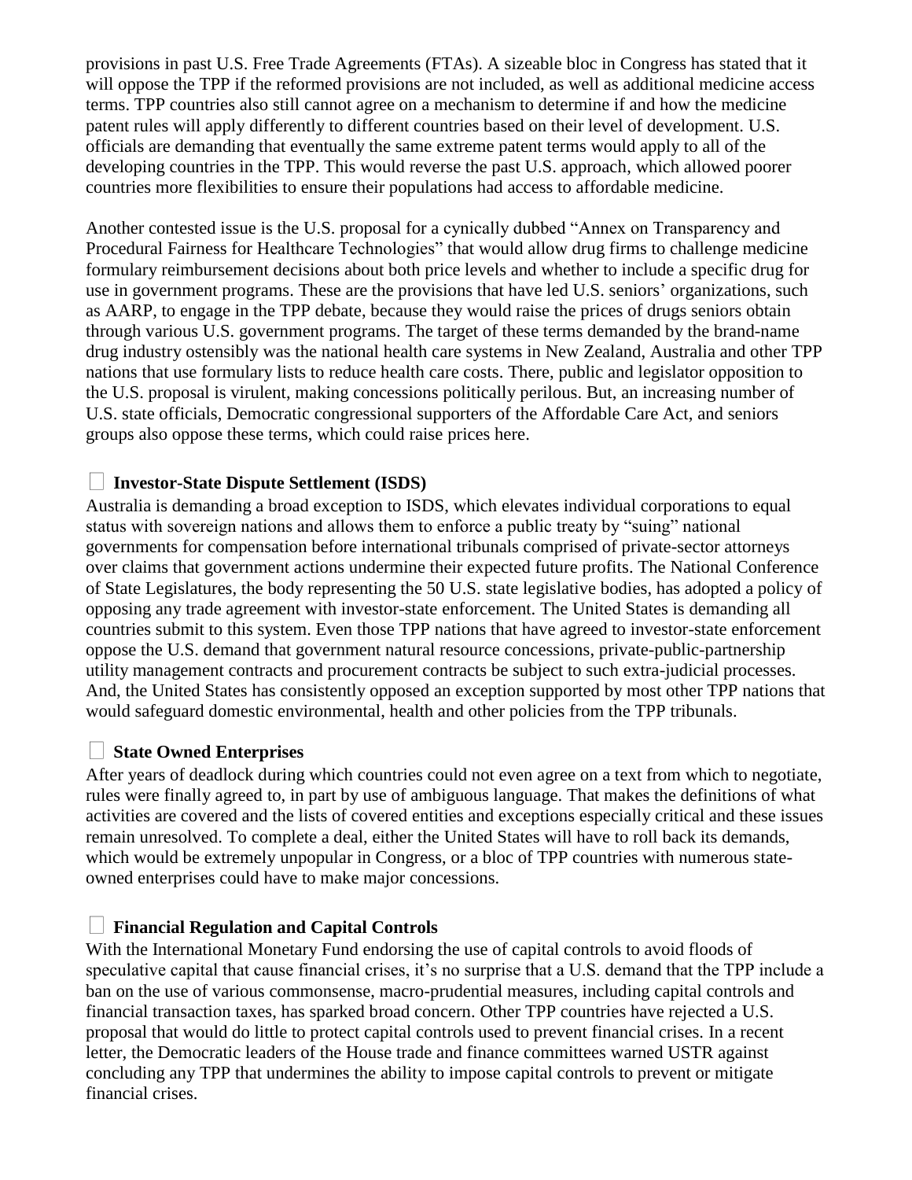provisions in past U.S. Free Trade Agreements (FTAs). A sizeable bloc in Congress has stated that it will oppose the TPP if the reformed provisions are not included, as well as additional medicine access terms. TPP countries also still cannot agree on a mechanism to determine if and how the medicine patent rules will apply differently to different countries based on their level of development. U.S. officials are demanding that eventually the same extreme patent terms would apply to all of the developing countries in the TPP. This would reverse the past U.S. approach, which allowed poorer countries more flexibilities to ensure their populations had access to affordable medicine.

Another contested issue is the U.S. proposal for a cynically dubbed "Annex on Transparency and Procedural Fairness for Healthcare Technologies" that would allow drug firms to challenge medicine formulary reimbursement decisions about both price levels and whether to include a specific drug for use in government programs. These are the provisions that have led U.S. seniors' organizations, such as AARP, to engage in the TPP debate, because they would raise the prices of drugs seniors obtain through various U.S. government programs. The target of these terms demanded by the brand-name drug industry ostensibly was the national health care systems in New Zealand, Australia and other TPP nations that use formulary lists to reduce health care costs. There, public and legislator opposition to the U.S. proposal is virulent, making concessions politically perilous. But, an increasing number of U.S. state officials, Democratic congressional supporters of the Affordable Care Act, and seniors groups also oppose these terms, which could raise prices here.

- **Investor-State Dispute Settlement (ISDS)**

Australia is demanding a broad exception to ISDS, which elevates individual corporations to equal status with sovereign nations and allows them to enforce a public treaty by "suing" national governments for compensation before international tribunals comprised of private-sector attorneys over claims that government actions undermine their expected future profits. The National Conference of State Legislatures, the body representing the 50 U.S. state legislative bodies, has adopted a policy of opposing any trade agreement with investor-state enforcement. The United States is demanding all countries submit to this system. Even those TPP nations that have agreed to investor-state enforcement oppose the U.S. demand that government natural resource concessions, private-public-partnership utility management contracts and procurement contracts be subject to such extra-judicial processes. And, the United States has consistently opposed an exception supported by most other TPP nations that would safeguard domestic environmental, health and other policies from the TPP tribunals.

- **State Owned Enterprises**

After years of deadlock during which countries could not even agree on a text from which to negotiate, rules were finally agreed to, in part by use of ambiguous language. That makes the definitions of what activities are covered and the lists of covered entities and exceptions especially critical and these issues remain unresolved. To complete a deal, either the United States will have to roll back its demands, which would be extremely unpopular in Congress, or a bloc of TPP countries with numerous state-owned enterprises could have to make major concessions.

- **Financial Regulation and Capital Controls**

With the International Monetary Fund endorsing the use of capital controls to avoid floods of speculative capital that cause financial crises, it's no surprise that a U.S. demand that the TPP include a ban on the use of various commonsense, macro-prudential measures, including capital controls and financial transaction taxes, has sparked broad concern. Other TPP countries have rejected a U.S. proposal that would do little to protect capital controls used to prevent financial crises. In a recent letter, the Democratic leaders of the House trade and finance committees warned USTR against concluding any TPP that undermines the ability to impose capital controls to prevent or mitigate financial crises.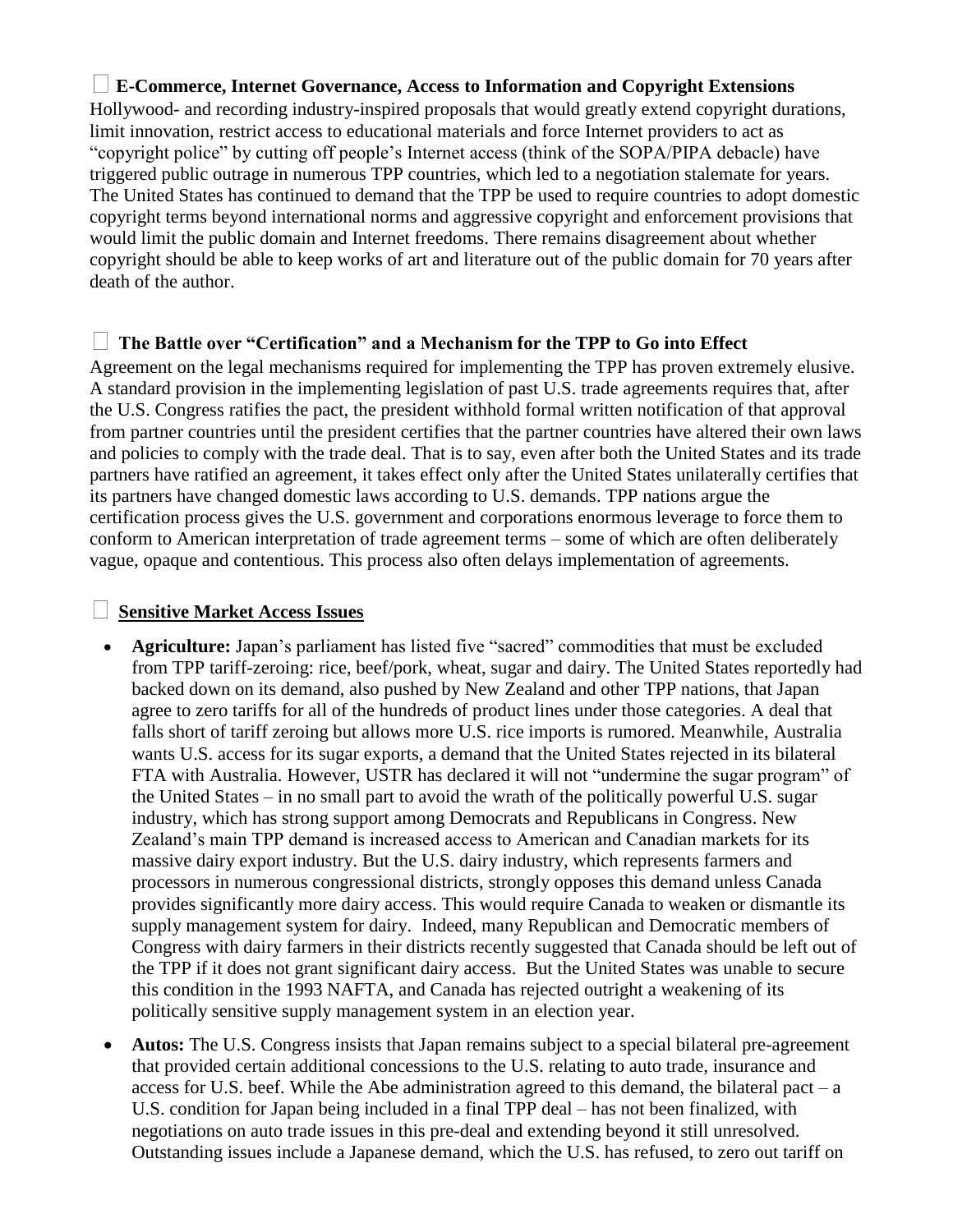## E-Commerce, Internet Governance, Access to Information and Copyright Extensions

Hollywood- and recording industry-inspired proposals that would greatly extend copyright durations, limit innovation, restrict access to educational materials and force Internet providers to act as "copyright police" by cutting off people's Internet access (think of the SOPA/PIPA debacle) have triggered public outrage in numerous TPP countries, which led to a negotiation stalemate for years. The United States has continued to demand that the TPP be used to require countries to adopt domestic copyright terms beyond international norms and aggressive copyright and enforcement provisions that would limit the public domain and Internet freedoms. There remains disagreement about whether copyright should be able to keep works of art and literature out of the public domain for 70 years after death of the author.

## The Battle over "Certification" and a Mechanism for the TPP to Go into Effect

Agreement on the legal mechanisms required for implementing the TPP has proven extremely elusive. A standard provision in the implementing legislation of past U.S. trade agreements requires that, after the U.S. Congress ratifies the pact, the president withhold formal written notification of that approval from partner countries until the president certifies that the partner countries have altered their own laws and policies to comply with the trade deal. That is to say, even after both the United States and its trade partners have ratified an agreement, it takes effect only after the United States unilaterally certifies that its partners have changed domestic laws according to U.S. demands. TPP nations argue the certification process gives the U.S. government and corporations enormous leverage to force them to conform to American interpretation of trade agreement terms – some of which are often deliberately vague, opaque and contentious. This process also often delays implementation of agreements.

## Sensitive Market Access Issues

- **Agriculture:** Japan's parliament has listed five "sacred" commodities that must be excluded from TPP tariff-zeroing: rice, beef/pork, wheat, sugar and dairy. The United States reportedly had backed down on its demand, also pushed by New Zealand and other TPP nations, that Japan agree to zero tariffs for all of the hundreds of product lines under those categories. A deal that falls short of tariff zeroing but allows more U.S. rice imports is rumored. Meanwhile, Australia wants U.S. access for its sugar exports, a demand that the United States rejected in its bilateral FTA with Australia. However, USTR has declared it will not "undermine the sugar program" of the United States – in no small part to avoid the wrath of the politically powerful U.S. sugar industry, which has strong support among Democrats and Republicans in Congress. New Zealand's main TPP demand is increased access to American and Canadian markets for its massive dairy export industry. But the U.S. dairy industry, which represents farmers and processors in numerous congressional districts, strongly opposes this demand unless Canada provides significantly more dairy access. This would require Canada to weaken or dismantle its supply management system for dairy. Indeed, many Republican and Democratic members of Congress with dairy farmers in their districts recently suggested that Canada should be left out of the TPP if it does not grant significant dairy access. But the United States was unable to secure this condition in the 1993 NAFTA, and Canada has rejected outright a weakening of its politically sensitive supply management system in an election year.
- **Autos:** The U.S. Congress insists that Japan remains subject to a special bilateral pre-agreement that provided certain additional concessions to the U.S. relating to auto trade, insurance and access for U.S. beef. While the Abe administration agreed to this demand, the bilateral pact – a U.S. condition for Japan being included in a final TPP deal – has not been finalized, with negotiations on auto trade issues in this pre-deal and extending beyond it still unresolved. Outstanding issues include a Japanese demand, which the U.S. has refused, to zero out tariff on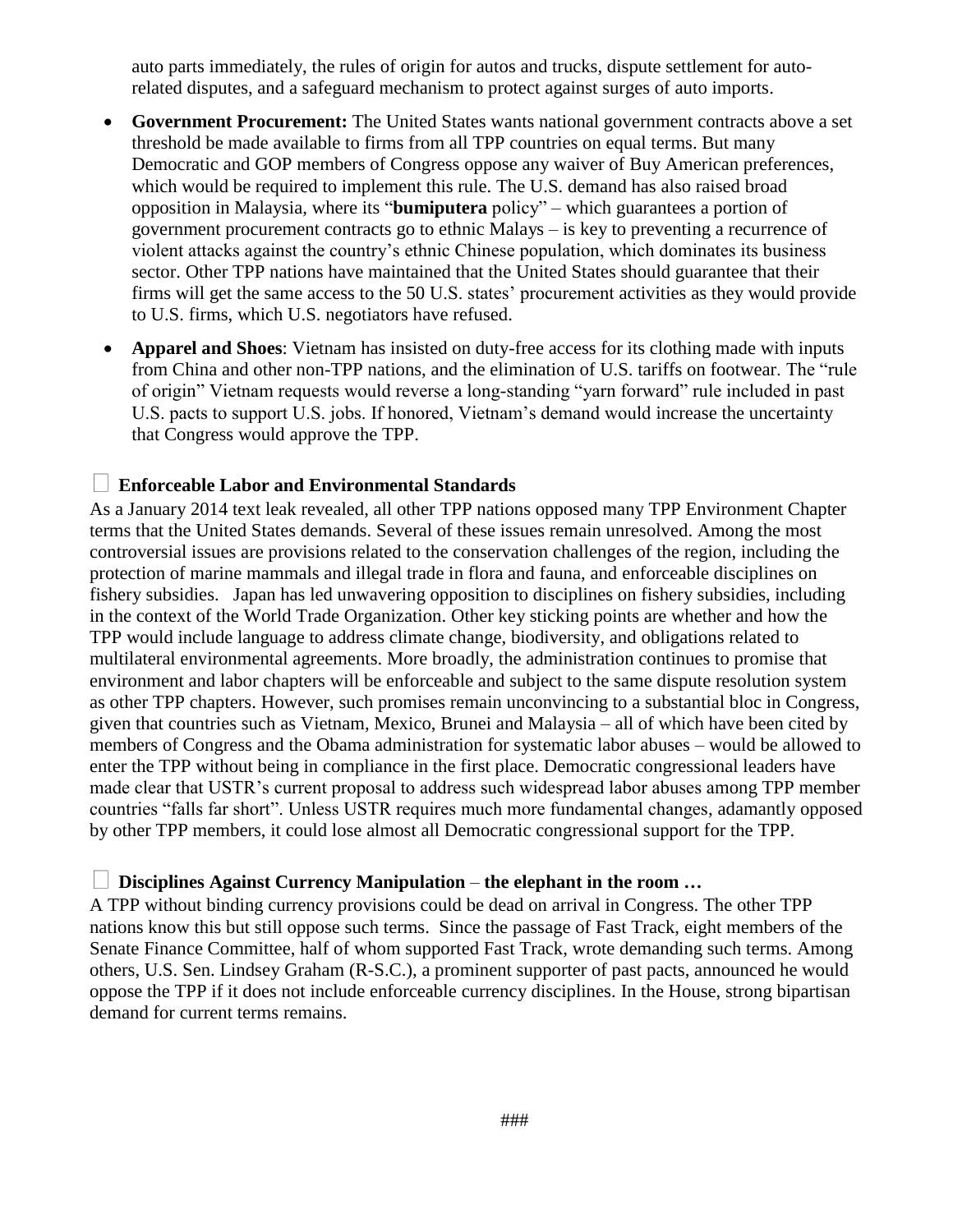auto parts immediately, the rules of origin for autos and trucks, dispute settlement for auto-related disputes, and a safeguard mechanism to protect against surges of auto imports.

- **Government Procurement:** The United States wants national government contracts above a set threshold be made available to firms from all TPP countries on equal terms. But many Democratic and GOP members of Congress oppose any waiver of Buy American preferences, which would be required to implement this rule. The U.S. demand has also raised broad opposition in Malaysia, where its "**bumiputera** policy" – which guarantees a portion of government procurement contracts go to ethnic Malays – is key to preventing a recurrence of violent attacks against the country's ethnic Chinese population, which dominates its business sector. Other TPP nations have maintained that the United States should guarantee that their firms will get the same access to the 50 U.S. states' procurement activities as they would provide to U.S. firms, which U.S. negotiators have refused.
- **Apparel and Shoes**: Vietnam has insisted on duty-free access for its clothing made with inputs from China and other non-TPP nations, and the elimination of U.S. tariffs on footwear. The "rule of origin" Vietnam requests would reverse a long-standing "yarn forward" rule included in past U.S. pacts to support U.S. jobs. If honored, Vietnam's demand would increase the uncertainty that Congress would approve the TPP.

**Enforceable Labor and Environmental Standards**

As a January 2014 text leak revealed, all other TPP nations opposed many TPP Environment Chapter terms that the United States demands. Several of these issues remain unresolved. Among the most controversial issues are provisions related to the conservation challenges of the region, including the protection of marine mammals and illegal trade in flora and fauna, and enforceable disciplines on fishery subsidies. Japan has led unwavering opposition to disciplines on fishery subsidies, including in the context of the World Trade Organization. Other key sticking points are whether and how the TPP would include language to address climate change, biodiversity, and obligations related to multilateral environmental agreements. More broadly, the administration continues to promise that environment and labor chapters will be enforceable and subject to the same dispute resolution system as other TPP chapters. However, such promises remain unconvincing to a substantial bloc in Congress, given that countries such as Vietnam, Mexico, Brunei and Malaysia – all of which have been cited by members of Congress and the Obama administration for systematic labor abuses – would be allowed to enter the TPP without being in compliance in the first place. Democratic congressional leaders have made clear that USTR's current proposal to address such widespread labor abuses among TPP member countries "falls far short". Unless USTR requires much more fundamental changes, adamantly opposed by other TPP members, it could lose almost all Democratic congressional support for the TPP.

**Disciplines Against Currency Manipulation – the elephant in the room …**

A TPP without binding currency provisions could be dead on arrival in Congress. The other TPP nations know this but still oppose such terms. Since the passage of Fast Track, eight members of the Senate Finance Committee, half of whom supported Fast Track, wrote demanding such terms. Among others, U.S. Sen. Lindsey Graham (R-S.C.), a prominent supporter of past pacts, announced he would oppose the TPP if it does not include enforceable currency disciplines. In the House, strong bipartisan demand for current terms remains.

###